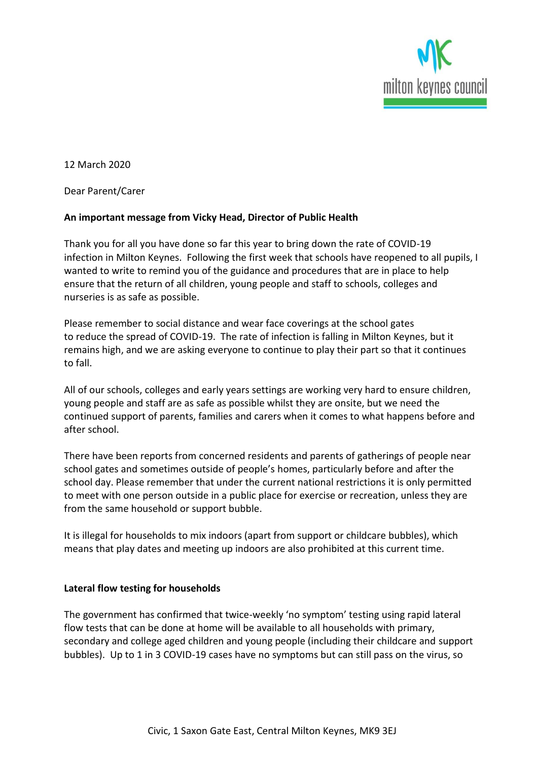12 March 2020

Dear Parent/Carer

**An important message from Vicky Head, Director of Public Health**

Thank you for all you have done so far this year to bring down the rate of COVID-19 infection in Milton Keynes. Following the first week that schools have reopened to all pupils, I wanted to write to remind you of the guidance and procedures that are in place to help ensure that the return of all children, young people and staff to schools, colleges and nurseries is as safe as possible.

Please remember to social distance and wear face coverings at the school gates to reduce the spread of COVID-19. The rate of infection is falling in Milton Keynes, but it remains high, and we are asking everyone to continue to play their part so that it continues to fall.

All of our schools, colleges and early years settings are working very hard to ensure children, young people and staff are as safe as possible whilst they are onsite, but we need the continued support of parents, families and carers when it comes to what happens before and after school.

There have been reports from concerned residents and parents of gatherings of people near school gates and sometimes outside of people's homes, particularly before and after the school day. Please remember that under the current national restrictions it is only permitted to meet with one person outside in a public place for exercise or recreation, unless they are from the same household or support bubble.

It is illegal for households to mix indoors (apart from support or childcare bubbles), which means that play dates and meeting up indoors are also prohibited at this current time.

**Lateral flow testing for households**

The government has confirmed that twice-weekly 'no symptom' testing using rapid lateral flow tests that can be done at home will be available to all households with primary, secondary and college aged children and young people (including their childcare and support bubbles). Up to 1 in 3 COVID-19 cases have no symptoms but can still pass on the virus, so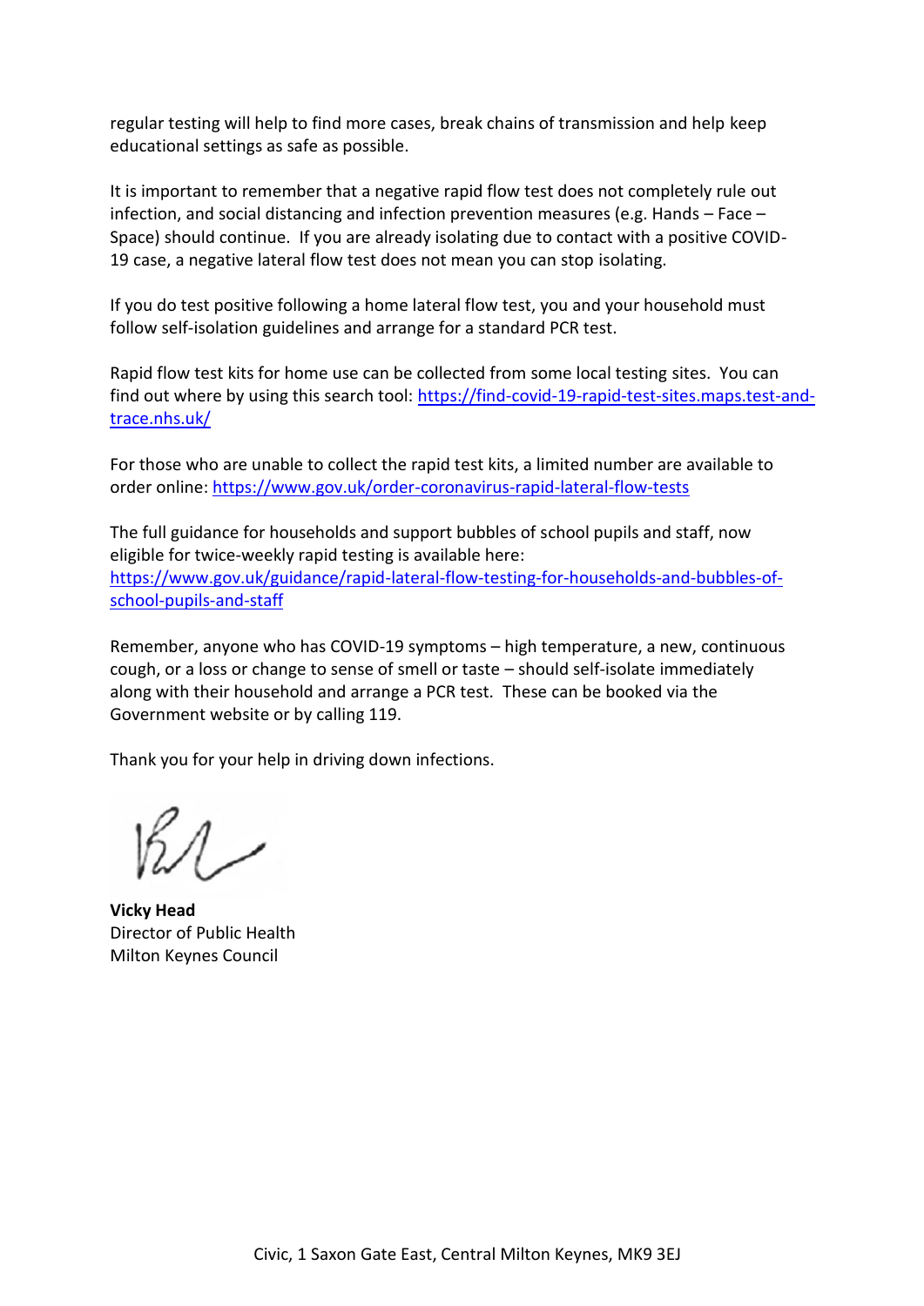regular testing will help to find more cases, break chains of transmission and help keep educational settings as safe as possible.

It is important to remember that a negative rapid flow test does not completely rule out infection, and social distancing and infection prevention measures (e.g. Hands – Face – Space) should continue. If you are already isolating due to contact with a positive COVID-19 case, a negative lateral flow test does not mean you can stop isolating.

If you do test positive following a home lateral flow test, you and your household must follow self-isolation guidelines and arrange for a standard PCR test.

Rapid flow test kits for home use can be collected from some local testing sites. You can find out where by using this search tool: https://find-covid-19-rapid-test-sites.maps.test-and-trace.nhs.uk/

For those who are unable to collect the rapid test kits, a limited number are available to order online: https://www.gov.uk/order-coronavirus-rapid-lateral-flow-tests

The full guidance for households and support bubbles of school pupils and staff, now eligible for twice-weekly rapid testing is available here: https://www.gov.uk/guidance/rapid-lateral-flow-testing-for-households-and-bubbles-of-school-pupils-and-staff

Remember, anyone who has COVID-19 symptoms – high temperature, a new, continuous cough, or a loss or change to sense of smell or taste – should self-isolate immediately along with their household and arrange a PCR test. These can be booked via the Government website or by calling 119.

Thank you for your help in driving down infections.

**Vicky Head**
Director of Public Health
Milton Keynes Council

Civic, 1 Saxon Gate East, Central Milton Keynes, MK9 3EJ